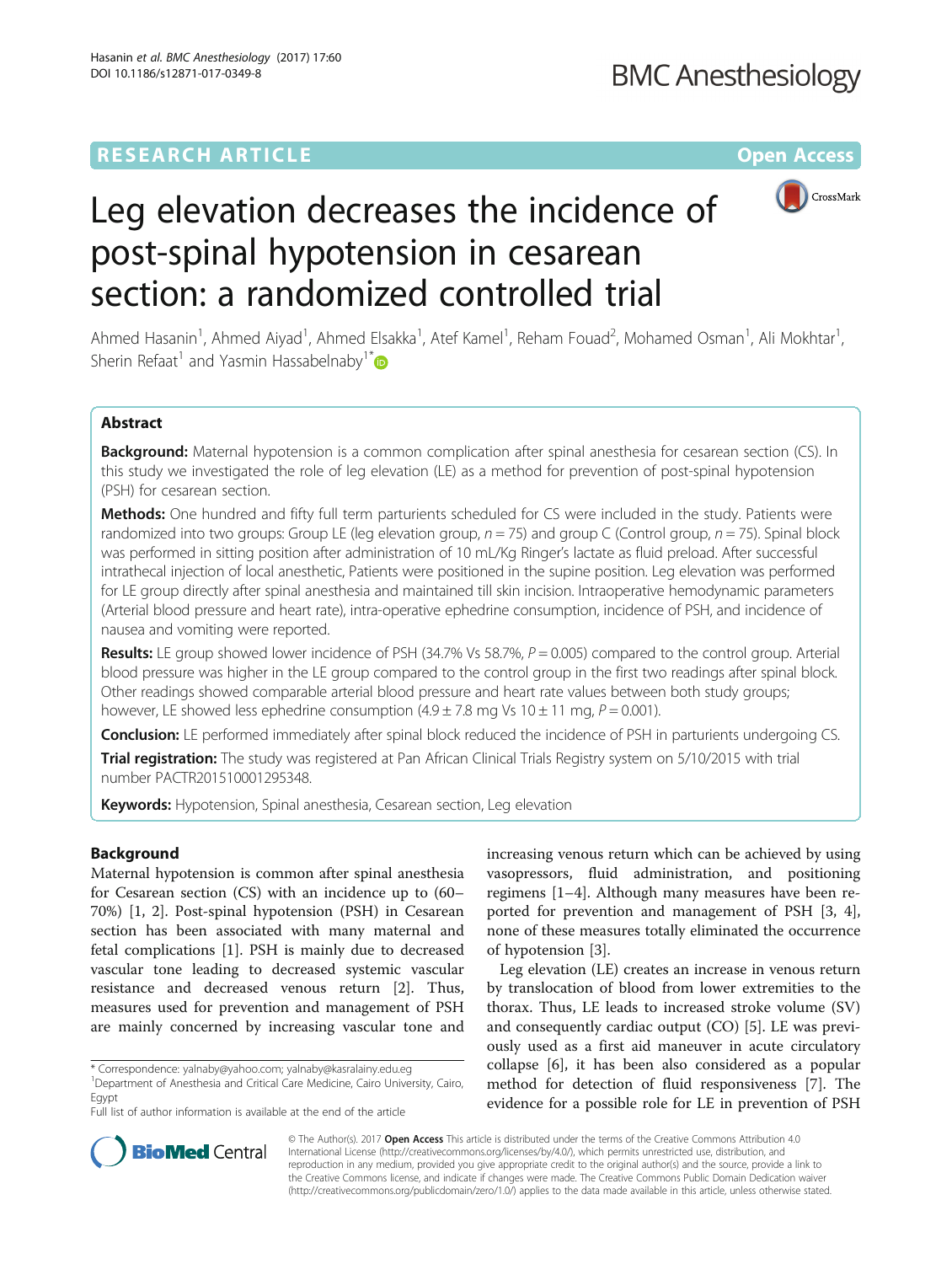RESEARCH ARTICLE

Open Access

# Leg elevation decreases the incidence of post-spinal hypotension in cesarean section: a randomized controlled trial

Ahmed Hasanin[1], Ahmed Aiyad[1], Ahmed Elsakka[1], Atef Kamel[1], Reham Fouad[2], Mohamed Osman[1], Ali Mokhtar[1], Sherin Refaat[1] and Yasmin Hassabelnaby[1*]

## Abstract

**Background:** Maternal hypotension is a common complication after spinal anesthesia for cesarean section (CS). In this study we investigated the role of leg elevation (LE) as a method for prevention of post-spinal hypotension (PSH) for cesarean section.

**Methods:** One hundred and fifty full term parturients scheduled for CS were included in the study. Patients were randomized into two groups: Group LE (leg elevation group, $n = 75$) and group C (Control group, $n = 75$). Spinal block was performed in sitting position after administration of 10 mL/Kg Ringer's lactate as fluid preload. After successful intrathecal injection of local anesthetic, Patients were positioned in the supine position. Leg elevation was performed for LE group directly after spinal anesthesia and maintained till skin incision. Intraoperative hemodynamic parameters (Arterial blood pressure and heart rate), intra-operative ephedrine consumption, incidence of PSH, and incidence of nausea and vomiting were reported.

**Results:** LE group showed lower incidence of PSH (34.7% Vs 58.7%, $P = 0.005$) compared to the control group. Arterial blood pressure was higher in the LE group compared to the control group in the first two readings after spinal block. Other readings showed comparable arterial blood pressure and heart rate values between both study groups; however, LE showed less ephedrine consumption (4.9 ± 7.8 mg Vs 10 ± 11 mg, $P = 0.001$).

**Conclusion:** LE performed immediately after spinal block reduced the incidence of PSH in parturients undergoing CS.

**Trial registration:** The study was registered at Pan African Clinical Trials Registry system on 5/10/2015 with trial number PACTR201510001295348.

**Keywords:** Hypotension, Spinal anesthesia, Cesarean section, Leg elevation

## Background

Maternal hypotension is common after spinal anesthesia for Cesarean section (CS) with an incidence up to (60–70%) [1, 2]. Post-spinal hypotension (PSH) in Cesarean section has been associated with many maternal and fetal complications [1]. PSH is mainly due to decreased vascular tone leading to decreased systemic vascular resistance and decreased venous return [2]. Thus, measures used for prevention and management of PSH are mainly concerned by increasing vascular tone and increasing venous return which can be achieved by using vasopressors, fluid administration, and positioning regimens [1–4]. Although many measures have been reported for prevention and management of PSH [3, 4], none of these measures totally eliminated the occurrence of hypotension [3].

Leg elevation (LE) creates an increase in venous return by translocation of blood from lower extremities to the thorax. Thus, LE leads to increased stroke volume (SV) and consequently cardiac output (CO) [5]. LE was previously used as a first aid maneuver in acute circulatory collapse [6], it has been also considered as a popular method for detection of fluid responsiveness [7]. The evidence for a possible role for LE in prevention of PSH

* Correspondence: yalnaby@yahoo.com; yalnaby@kasralainy.edu.eg
[1]Department of Anesthesia and Critical Care Medicine, Cairo University, Cairo, Egypt
Full list of author information is available at the end of the article

© The Author(s). 2017 **Open Access** This article is distributed under the terms of the Creative Commons Attribution 4.0 International License (http://creativecommons.org/licenses/by/4.0/), which permits unrestricted use, distribution, and reproduction in any medium, provided you give appropriate credit to the original author(s) and the source, provide a link to the Creative Commons license, and indicate if changes were made. The Creative Commons Public Domain Dedication waiver (http://creativecommons.org/publicdomain/zero/1.0/) applies to the data made available in this article, unless otherwise stated.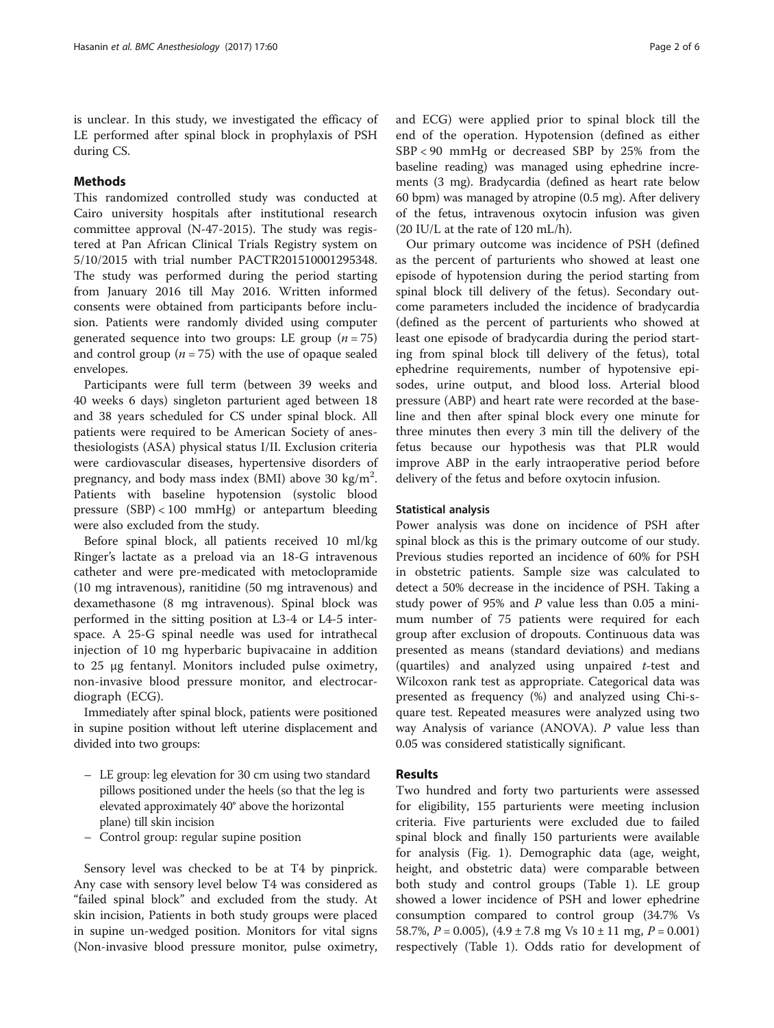is unclear. In this study, we investigated the efficacy of LE performed after spinal block in prophylaxis of PSH during CS.

## Methods

This randomized controlled study was conducted at Cairo university hospitals after institutional research committee approval (N-47-2015). The study was registered at Pan African Clinical Trials Registry system on 5/10/2015 with trial number PACTR201510001295348. The study was performed during the period starting from January 2016 till May 2016. Written informed consents were obtained from participants before inclusion. Patients were randomly divided using computer generated sequence into two groups: LE group ($n = 75$) and control group ($n = 75$) with the use of opaque sealed envelopes.

Participants were full term (between 39 weeks and 40 weeks 6 days) singleton parturient aged between 18 and 38 years scheduled for CS under spinal block. All patients were required to be American Society of anesthesiologists (ASA) physical status I/II. Exclusion criteria were cardiovascular diseases, hypertensive disorders of pregnancy, and body mass index (BMI) above 30 kg/m$^2$. Patients with baseline hypotension (systolic blood pressure (SBP) < 100 mmHg) or antepartum bleeding were also excluded from the study.

Before spinal block, all patients received 10 ml/kg Ringer's lactate as a preload via an 18-G intravenous catheter and were pre-medicated with metoclopramide (10 mg intravenous), ranitidine (50 mg intravenous) and dexamethasone (8 mg intravenous). Spinal block was performed in the sitting position at L3-4 or L4-5 interspace. A 25-G spinal needle was used for intrathecal injection of 10 mg hyperbaric bupivacaine in addition to 25 μg fentanyl. Monitors included pulse oximetry, non-invasive blood pressure monitor, and electrocardiograph (ECG).

Immediately after spinal block, patients were positioned in supine position without left uterine displacement and divided into two groups:

- LE group: leg elevation for 30 cm using two standard pillows positioned under the heels (so that the leg is elevated approximately 40° above the horizontal plane) till skin incision
- Control group: regular supine position

Sensory level was checked to be at T4 by pinprick. Any case with sensory level below T4 was considered as "failed spinal block" and excluded from the study. At skin incision, Patients in both study groups were placed in supine un-wedged position. Monitors for vital signs (Non-invasive blood pressure monitor, pulse oximetry, and ECG) were applied prior to spinal block till the end of the operation. Hypotension (defined as either SBP < 90 mmHg or decreased SBP by 25% from the baseline reading) was managed using ephedrine increments (3 mg). Bradycardia (defined as heart rate below 60 bpm) was managed by atropine (0.5 mg). After delivery of the fetus, intravenous oxytocin infusion was given (20 IU/L at the rate of 120 mL/h).

Our primary outcome was incidence of PSH (defined as the percent of parturients who showed at least one episode of hypotension during the period starting from spinal block till delivery of the fetus). Secondary outcome parameters included the incidence of bradycardia (defined as the percent of parturients who showed at least one episode of bradycardia during the period starting from spinal block till delivery of the fetus), total ephedrine requirements, number of hypotensive episodes, urine output, and blood loss. Arterial blood pressure (ABP) and heart rate were recorded at the baseline and then after spinal block every one minute for three minutes then every 3 min till the delivery of the fetus because our hypothesis was that PLR would improve ABP in the early intraoperative period before delivery of the fetus and before oxytocin infusion.

### Statistical analysis

Power analysis was done on incidence of PSH after spinal block as this is the primary outcome of our study. Previous studies reported an incidence of 60% for PSH in obstetric patients. Sample size was calculated to detect a 50% decrease in the incidence of PSH. Taking a study power of 95% and *P* value less than 0.05 a minimum number of 75 patients were required for each group after exclusion of dropouts. Continuous data was presented as means (standard deviations) and medians (quartiles) and analyzed using unpaired *t*-test and Wilcoxon rank test as appropriate. Categorical data was presented as frequency (%) and analyzed using Chi-square test. Repeated measures were analyzed using two way Analysis of variance (ANOVA). *P* value less than 0.05 was considered statistically significant.

## Results

Two hundred and forty two parturients were assessed for eligibility, 155 parturients were meeting inclusion criteria. Five parturients were excluded due to failed spinal block and finally 150 parturients were available for analysis (Fig. 1). Demographic data (age, weight, height, and obstetric data) were comparable between both study and control groups (Table 1). LE group showed a lower incidence of PSH and lower ephedrine consumption compared to control group (34.7% Vs 58.7%, $P = 0.005$), (4.9 ± 7.8 mg Vs 10 ± 11 mg, $P = 0.001$) respectively (Table 1). Odds ratio for development of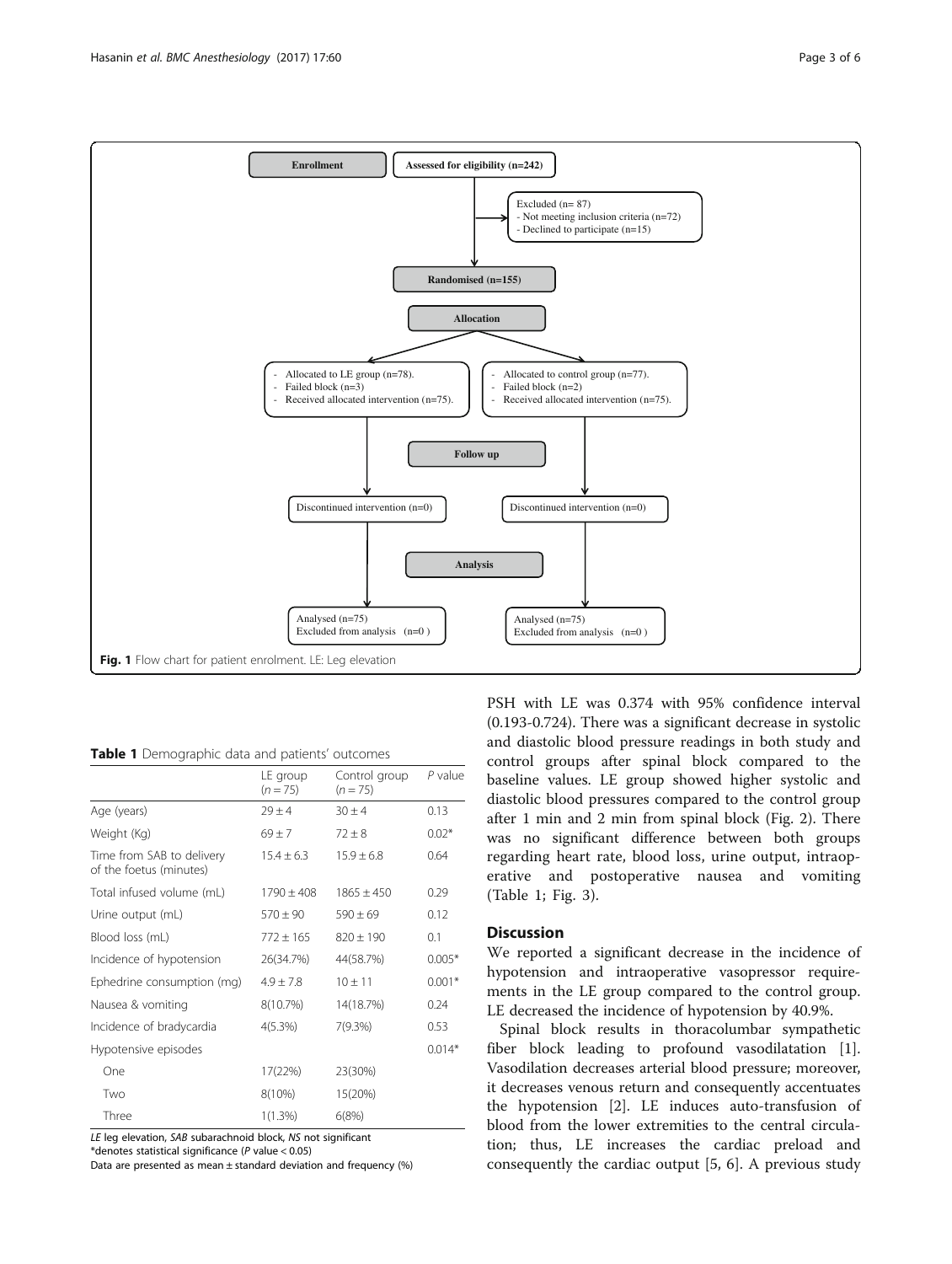**Enrollment** — Assessed for eligibility (n=242)

Excluded (n= 87)
- Not meeting inclusion criteria (n=72)
- Declined to participate (n=15)

**Randomised (n=155)**

**Allocation**

- Allocated to LE group (n=78).
- Failed block (n=3)
- Received allocated intervention (n=75).

- Allocated to control group (n=77).
- Failed block (n=2)
- Received allocated intervention (n=75).

**Follow up**

Discontinued intervention (n=0) | Discontinued intervention (n=0)

**Analysis**

Analysed (n=75)
Excluded from analysis (n=0 )

Analysed (n=75)
Excluded from analysis (n=0 )

**Fig. 1** Flow chart for patient enrolment. LE: Leg elevation

**Table 1** Demographic data and patients' outcomes

| | LE group ($n = 75$) | Control group ($n = 75$) | *P* value |
|---|---|---|---|
| Age (years) | 29 ± 4 | 30 ± 4 | 0.13 |
| Weight (Kg) | 69 ± 7 | 72 ± 8 | 0.02* |
| Time from SAB to delivery of the foetus (minutes) | 15.4 ± 6.3 | 15.9 ± 6.8 | 0.64 |
| Total infused volume (mL) | 1790 ± 408 | 1865 ± 450 | 0.29 |
| Urine output (mL) | 570 ± 90 | 590 ± 69 | 0.12 |
| Blood loss (mL) | 772 ± 165 | 820 ± 190 | 0.1 |
| Incidence of hypotension | 26(34.7%) | 44(58.7%) | 0.005* |
| Ephedrine consumption (mg) | 4.9 ± 7.8 | 10 ± 11 | 0.001* |
| Nausea & vomiting | 8(10.7%) | 14(18.7%) | 0.24 |
| Incidence of bradycardia | 4(5.3%) | 7(9.3%) | 0.53 |
| Hypotensive episodes | | | 0.014* |
| One | 17(22%) | 23(30%) | |
| Two | 8(10%) | 15(20%) | |
| Three | 1(1.3%) | 6(8%) | |

*LE* leg elevation, *SAB* subarachnoid block, *NS* not significant
*denotes statistical significance (*P* value < 0.05)
Data are presented as mean ± standard deviation and frequency (%)

PSH with LE was 0.374 with 95% confidence interval (0.193-0.724). There was a significant decrease in systolic and diastolic blood pressure readings in both study and control groups after spinal block compared to the baseline values. LE group showed higher systolic and diastolic blood pressures compared to the control group after 1 min and 2 min from spinal block (Fig. 2). There was no significant difference between both groups regarding heart rate, blood loss, urine output, intraoperative and postoperative nausea and vomiting (Table 1; Fig. 3).

## Discussion

We reported a significant decrease in the incidence of hypotension and intraoperative vasopressor requirements in the LE group compared to the control group. LE decreased the incidence of hypotension by 40.9%.

Spinal block results in thoracolumbar sympathetic fiber block leading to profound vasodilatation [1]. Vasodilation decreases arterial blood pressure; moreover, it decreases venous return and consequently accentuates the hypotension [2]. LE induces auto-transfusion of blood from the lower extremities to the central circulation; thus, LE increases the cardiac preload and consequently the cardiac output [5, 6]. A previous study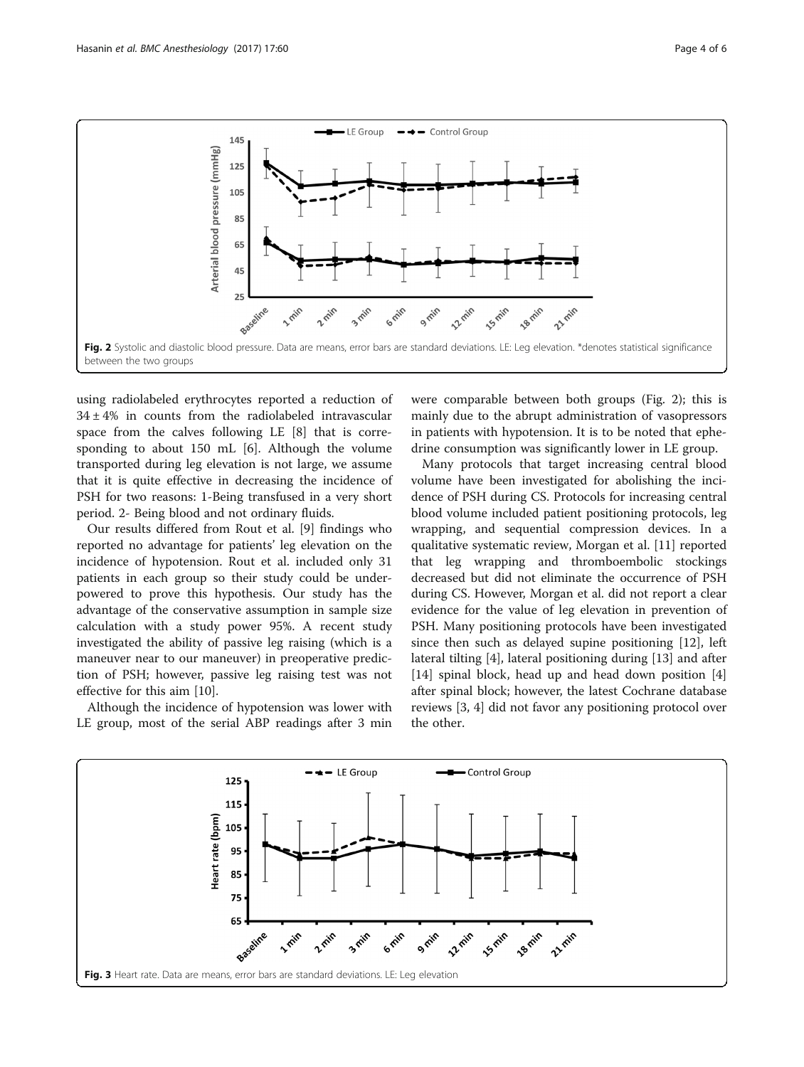Fig. 2 Systolic and diastolic blood pressure. Data are means, error bars are standard deviations. LE: Leg elevation. *denotes statistical significance between the two groups

using radiolabeled erythrocytes reported a reduction of $34 \pm 4\%$ in counts from the radiolabeled intravascular space from the calves following LE [8] that is corresponding to about 150 mL [6]. Although the volume transported during leg elevation is not large, we assume that it is quite effective in decreasing the incidence of PSH for two reasons: 1-Being transfused in a very short period. 2- Being blood and not ordinary fluids.

Our results differed from Rout et al. [9] findings who reported no advantage for patients' leg elevation on the incidence of hypotension. Rout et al. included only 31 patients in each group so their study could be underpowered to prove this hypothesis. Our study has the advantage of the conservative assumption in sample size calculation with a study power 95%. A recent study investigated the ability of passive leg raising (which is a maneuver near to our maneuver) in preoperative prediction of PSH; however, passive leg raising test was not effective for this aim [10].

Although the incidence of hypotension was lower with LE group, most of the serial ABP readings after 3 min were comparable between both groups (Fig. 2); this is mainly due to the abrupt administration of vasopressors in patients with hypotension. It is to be noted that ephedrine consumption was significantly lower in LE group.

Many protocols that target increasing central blood volume have been investigated for abolishing the incidence of PSH during CS. Protocols for increasing central blood volume included patient positioning protocols, leg wrapping, and sequential compression devices. In a qualitative systematic review, Morgan et al. [11] reported that leg wrapping and thromboembolic stockings decreased but did not eliminate the occurrence of PSH during CS. However, Morgan et al. did not report a clear evidence for the value of leg elevation in prevention of PSH. Many positioning protocols have been investigated since then such as delayed supine positioning [12], left lateral tilting [4], lateral positioning during [13] and after [14] spinal block, head up and head down position [4] after spinal block; however, the latest Cochrane database reviews [3, 4] did not favor any positioning protocol over the other.

Fig. 3 Heart rate. Data are means, error bars are standard deviations. LE: Leg elevation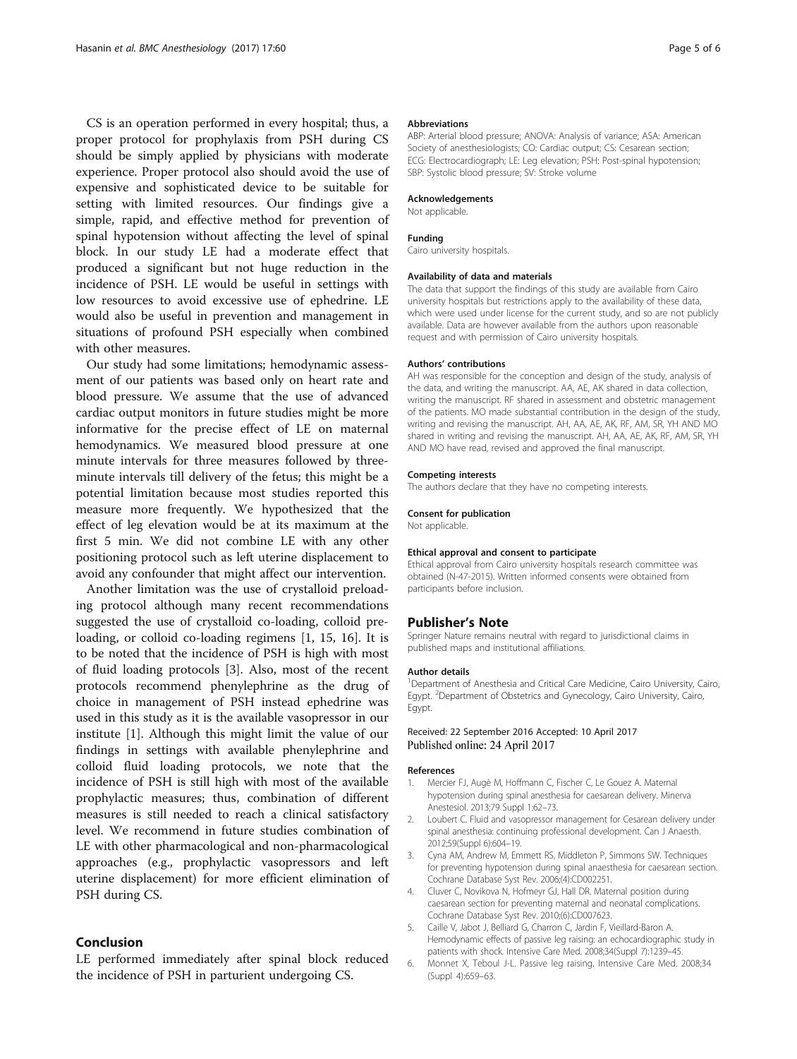CS is an operation performed in every hospital; thus, a proper protocol for prophylaxis from PSH during CS should be simply applied by physicians with moderate experience. Proper protocol also should avoid the use of expensive and sophisticated device to be suitable for setting with limited resources. Our findings give a simple, rapid, and effective method for prevention of spinal hypotension without affecting the level of spinal block. In our study LE had a moderate effect that produced a significant but not huge reduction in the incidence of PSH. LE would be useful in settings with low resources to avoid excessive use of ephedrine. LE would also be useful in prevention and management in situations of profound PSH especially when combined with other measures.

Our study had some limitations; hemodynamic assessment of our patients was based only on heart rate and blood pressure. We assume that the use of advanced cardiac output monitors in future studies might be more informative for the precise effect of LE on maternal hemodynamics. We measured blood pressure at one minute intervals for three measures followed by three-minute intervals till delivery of the fetus; this might be a potential limitation because most studies reported this measure more frequently. We hypothesized that the effect of leg elevation would be at its maximum at the first 5 min. We did not combine LE with any other positioning protocol such as left uterine displacement to avoid any confounder that might affect our intervention.

Another limitation was the use of crystalloid preloading protocol although many recent recommendations suggested the use of crystalloid co-loading, colloid preloading, or colloid co-loading regimens [1, 15, 16]. It is to be noted that the incidence of PSH is high with most of fluid loading protocols [3]. Also, most of the recent protocols recommend phenylephrine as the drug of choice in management of PSH instead ephedrine was used in this study as it is the available vasopressor in our institute [1]. Although this might limit the value of our findings in settings with available phenylephrine and colloid fluid loading protocols, we note that the incidence of PSH is still high with most of the available prophylactic measures; thus, combination of different measures is still needed to reach a clinical satisfactory level. We recommend in future studies combination of LE with other pharmacological and non-pharmacological approaches (e.g., prophylactic vasopressors and left uterine displacement) for more efficient elimination of PSH during CS.

## Conclusion

LE performed immediately after spinal block reduced the incidence of PSH in parturient undergoing CS.

#### Abbreviations

ABP: Arterial blood pressure; ANOVA: Analysis of variance; ASA: American Society of anesthesiologists; CO: Cardiac output; CS: Cesarean section; ECG: Electrocardiograph; LE: Leg elevation; PSH: Post-spinal hypotension; SBP: Systolic blood pressure; SV: Stroke volume

#### Acknowledgements

Not applicable.

#### Funding

Cairo university hospitals.

#### Availability of data and materials

The data that support the findings of this study are available from Cairo university hospitals but restrictions apply to the availability of these data, which were used under license for the current study, and so are not publicly available. Data are however available from the authors upon reasonable request and with permission of Cairo university hospitals.

#### Authors' contributions

AH was responsible for the conception and design of the study, analysis of the data, and writing the manuscript. AA, AE, AK shared in data collection, writing the manuscript. RF shared in assessment and obstetric management of the patients. MO made substantial contribution in the design of the study, writing and revising the manuscript. AH, AA, AE, AK, RF, AM, SR, YH AND MO shared in writing and revising the manuscript. AH, AA, AE, AK, RF, AM, SR, YH AND MO have read, revised and approved the final manuscript.

#### Competing interests

The authors declare that they have no competing interests.

#### Consent for publication

Not applicable.

#### Ethical approval and consent to participate

Ethical approval from Cairo university hospitals research committee was obtained (N-47-2015). Written informed consents were obtained from participants before inclusion.

## Publisher's Note

Springer Nature remains neutral with regard to jurisdictional claims in published maps and institutional affiliations.

#### Author details

[1]Department of Anesthesia and Critical Care Medicine, Cairo University, Cairo, Egypt. [2]Department of Obstetrics and Gynecology, Cairo University, Cairo, Egypt.

Received: 22 September 2016 Accepted: 10 April 2017
Published online: 24 April 2017

#### References

1. Mercier FJ, Augè M, Hoffmann C, Fischer C, Le Gouez A. Maternal hypotension during spinal anesthesia for caesarean delivery. Minerva Anestesiol. 2013;79 Suppl 1:62–73.
2. Loubert C. Fluid and vasopressor management for Cesarean delivery under spinal anesthesia: continuing professional development. Can J Anaesth. 2012;59(Suppl 6):604–19.
3. Cyna AM, Andrew M, Emmett RS, Middleton P, Simmons SW. Techniques for preventing hypotension during spinal anaesthesia for caesarean section. Cochrane Database Syst Rev. 2006;(4):CD002251.
4. Cluver C, Novikova N, Hofmeyr GJ, Hall DR. Maternal position during caesarean section for preventing maternal and neonatal complications. Cochrane Database Syst Rev. 2010;(6):CD007623.
5. Caille V, Jabot J, Belliard G, Charron C, Jardin F, Vieillard-Baron A. Hemodynamic effects of passive leg raising: an echocardiographic study in patients with shock. Intensive Care Med. 2008;34(Suppl 7):1239–45.
6. Monnet X, Teboul J-L. Passive leg raising. Intensive Care Med. 2008;34 (Suppl 4):659–63.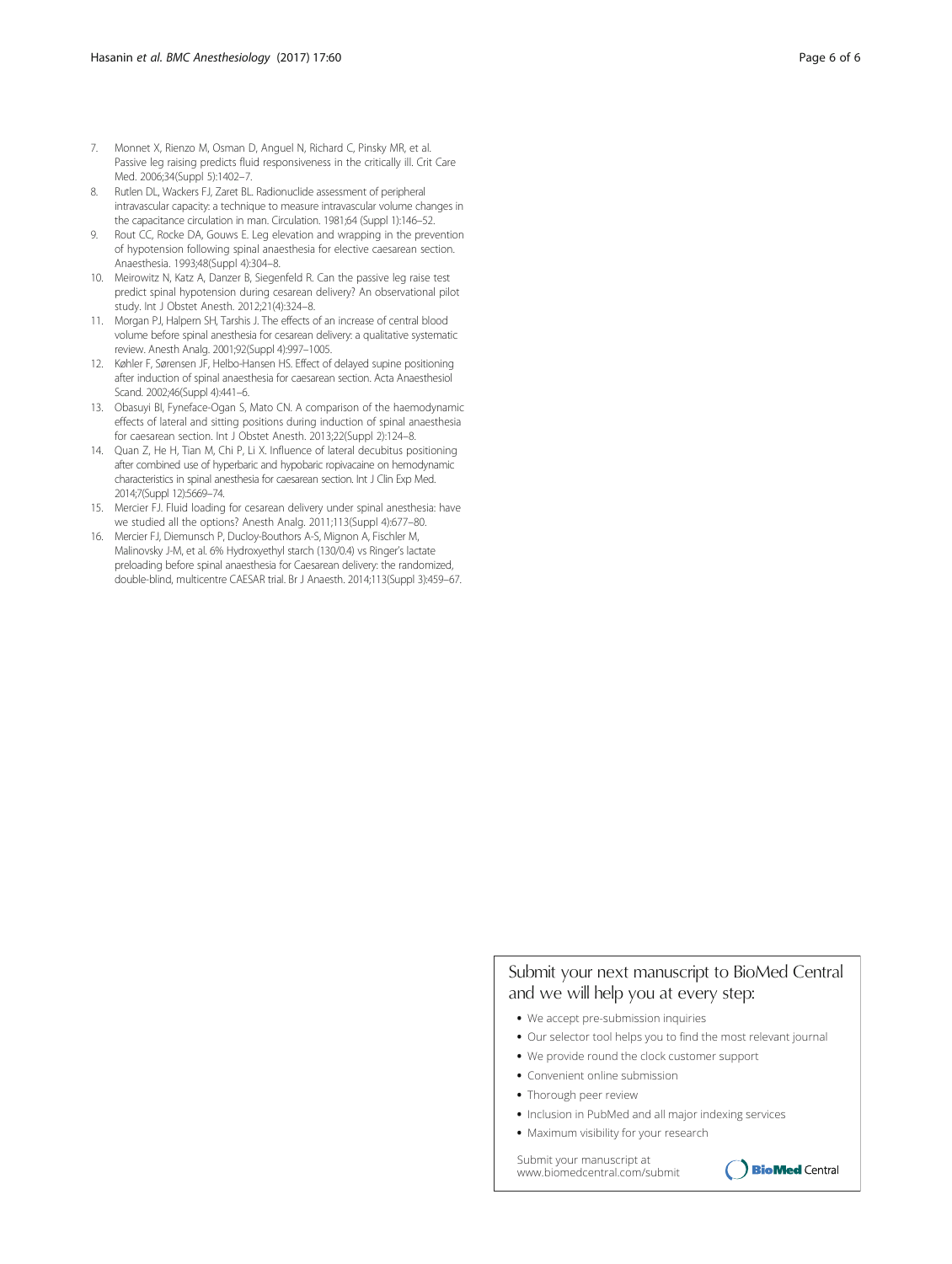7. Monnet X, Rienzo M, Osman D, Anguel N, Richard C, Pinsky MR, et al. Passive leg raising predicts fluid responsiveness in the critically ill. Crit Care Med. 2006;34(Suppl 5):1402–7.
8. Rutlen DL, Wackers FJ, Zaret BL. Radionuclide assessment of peripheral intravascular capacity: a technique to measure intravascular volume changes in the capacitance circulation in man. Circulation. 1981;64 (Suppl 1):146–52.
9. Rout CC, Rocke DA, Gouws E. Leg elevation and wrapping in the prevention of hypotension following spinal anaesthesia for elective caesarean section. Anaesthesia. 1993;48(Suppl 4):304–8.
10. Meirowitz N, Katz A, Danzer B, Siegenfeld R. Can the passive leg raise test predict spinal hypotension during cesarean delivery? An observational pilot study. Int J Obstet Anesth. 2012;21(4):324–8.
11. Morgan PJ, Halpern SH, Tarshis J. The effects of an increase of central blood volume before spinal anesthesia for cesarean delivery: a qualitative systematic review. Anesth Analg. 2001;92(Suppl 4):997–1005.
12. Køhler F, Sørensen JF, Helbo-Hansen HS. Effect of delayed supine positioning after induction of spinal anaesthesia for caesarean section. Acta Anaesthesiol Scand. 2002;46(Suppl 4):441–6.
13. Obasuyi BI, Fyneface-Ogan S, Mato CN. A comparison of the haemodynamic effects of lateral and sitting positions during induction of spinal anaesthesia for caesarean section. Int J Obstet Anesth. 2013;22(Suppl 2):124–8.
14. Quan Z, He H, Tian M, Chi P, Li X. Influence of lateral decubitus positioning after combined use of hyperbaric and hypobaric ropivacaine on hemodynamic characteristics in spinal anesthesia for caesarean section. Int J Clin Exp Med. 2014;7(Suppl 12):5669–74.
15. Mercier FJ. Fluid loading for cesarean delivery under spinal anesthesia: have we studied all the options? Anesth Analg. 2011;113(Suppl 4):677–80.
16. Mercier FJ, Diemunsch P, Ducloy-Bouthors A-S, Mignon A, Fischler M, Malinovsky J-M, et al. 6% Hydroxyethyl starch (130/0.4) vs Ringer's lactate preloading before spinal anaesthesia for Caesarean delivery: the randomized, double-blind, multicentre CAESAR trial. Br J Anaesth. 2014;113(Suppl 3):459–67.

Submit your next manuscript to BioMed Central and we will help you at every step:

- We accept pre-submission inquiries
- Our selector tool helps you to find the most relevant journal
- We provide round the clock customer support
- Convenient online submission
- Thorough peer review
- Inclusion in PubMed and all major indexing services
- Maximum visibility for your research

Submit your manuscript at www.biomedcentral.com/submit

BioMed Central